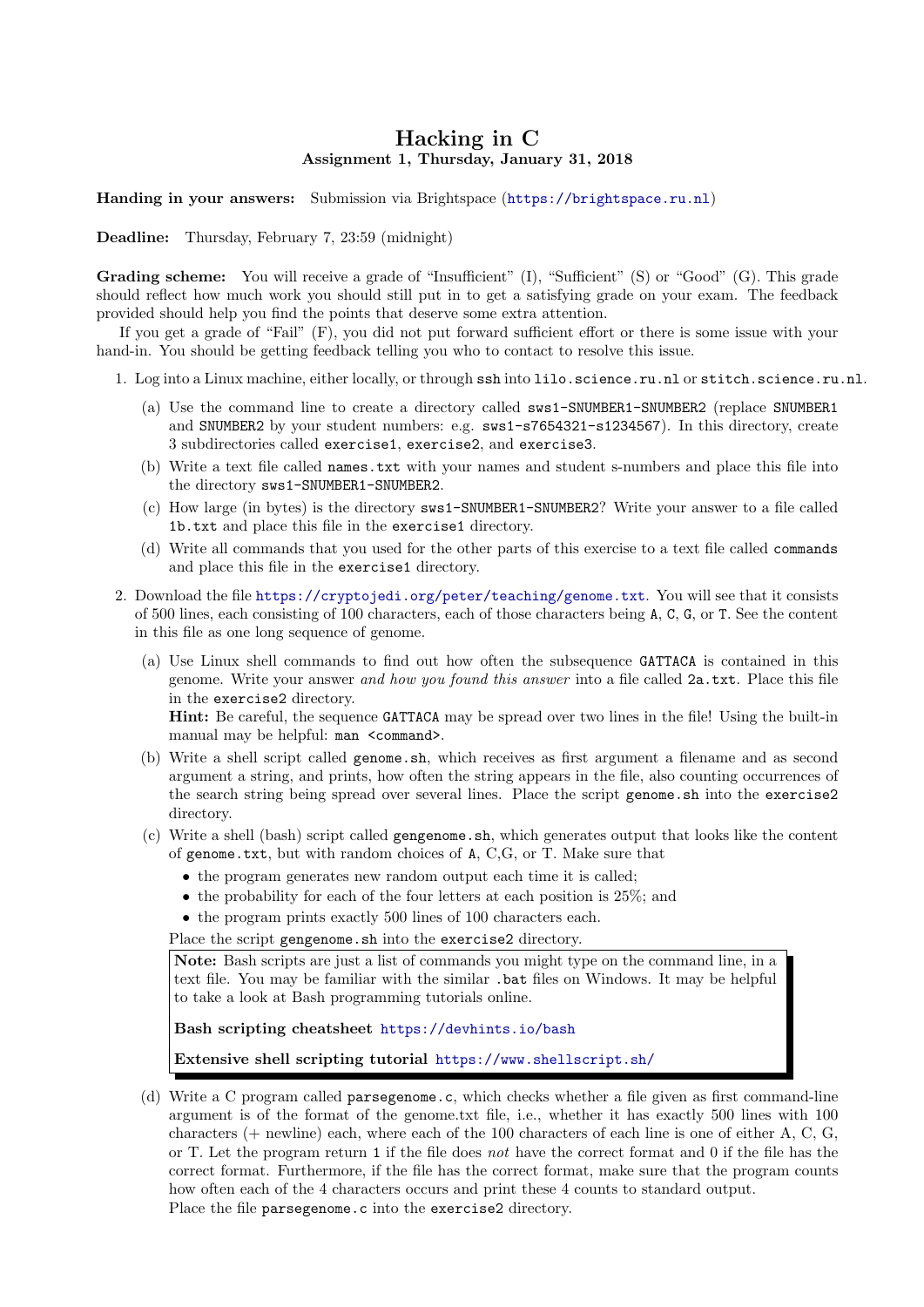# Hacking in C

**Assignment 1, Thursday, January 31, 2018**

**Handing in your answers:** Submission via Brightspace (https://brightspace.ru.nl)

**Deadline:** Thursday, February 7, 23:59 (midnight)

**Grading scheme:** You will receive a grade of "Insufficient" (I), "Sufficient" (S) or "Good" (G). This grade should reflect how much work you should still put in to get a satisfying grade on your exam. The feedback provided should help you find the points that deserve some extra attention.

If you get a grade of "Fail" (F), you did not put forward sufficient effort or there is some issue with your hand-in. You should be getting feedback telling you who to contact to resolve this issue.

1. Log into a Linux machine, either locally, or through `ssh` into `lilo.science.ru.nl` or `stitch.science.ru.nl`.

   (a) Use the command line to create a directory called `sws1-SNUMBER1-SNUMBER2` (replace `SNUMBER1` and `SNUMBER2` by your student numbers: e.g. `sws1-s7654321-s1234567`). In this directory, create 3 subdirectories called `exercise1`, `exercise2`, and `exercise3`.

   (b) Write a text file called `names.txt` with your names and student s-numbers and place this file into the directory `sws1-SNUMBER1-SNUMBER2`.

   (c) How large (in bytes) is the directory `sws1-SNUMBER1-SNUMBER2`? Write your answer to a file called `1b.txt` and place this file in the `exercise1` directory.

   (d) Write all commands that you used for the other parts of this exercise to a text file called `commands` and place this file in the `exercise1` directory.

2. Download the file https://cryptojedi.org/peter/teaching/genome.txt. You will see that it consists of 500 lines, each consisting of 100 characters, each of those characters being `A`, `C`, `G`, or `T`. See the content in this file as one long sequence of genome.

   (a) Use Linux shell commands to find out how often the subsequence `GATTACA` is contained in this genome. Write your answer *and how you found this answer* into a file called `2a.txt`. Place this file in the `exercise2` directory.
   **Hint:** Be careful, the sequence `GATTACA` may be spread over two lines in the file! Using the built-in manual may be helpful: `man <command>`.

   (b) Write a shell script called `genome.sh`, which receives as first argument a filename and as second argument a string, and prints, how often the string appears in the file, also counting occurrences of the search string being spread over several lines. Place the script `genome.sh` into the `exercise2` directory.

   (c) Write a shell (bash) script called `gengenome.sh`, which generates output that looks like the content of `genome.txt`, but with random choices of `A`, C,G, or T. Make sure that

   - the program generates new random output each time it is called;
   - the probability for each of the four letters at each position is 25%; and
   - the program prints exactly 500 lines of 100 characters each.

   Place the script `gengenome.sh` into the `exercise2` directory.

   > **Note:** Bash scripts are just a list of commands you might type on the command line, in a text file. You may be familiar with the similar `.bat` files on Windows. It may be helpful to take a look at Bash programming tutorials online.
   >
   > **Bash scripting cheatsheet** https://devhints.io/bash
   >
   > **Extensive shell scripting tutorial** https://www.shellscript.sh/

   (d) Write a C program called `parsegenome.c`, which checks whether a file given as first command-line argument is of the format of the genome.txt file, i.e., whether it has exactly 500 lines with 100 characters (+ newline) each, where each of the 100 characters of each line is one of either A, C, G, or T. Let the program return `1` if the file does *not* have the correct format and 0 if the file has the correct format. Furthermore, if the file has the correct format, make sure that the program counts how often each of the 4 characters occurs and print these 4 counts to standard output.
   Place the file `parsegenome.c` into the `exercise2` directory.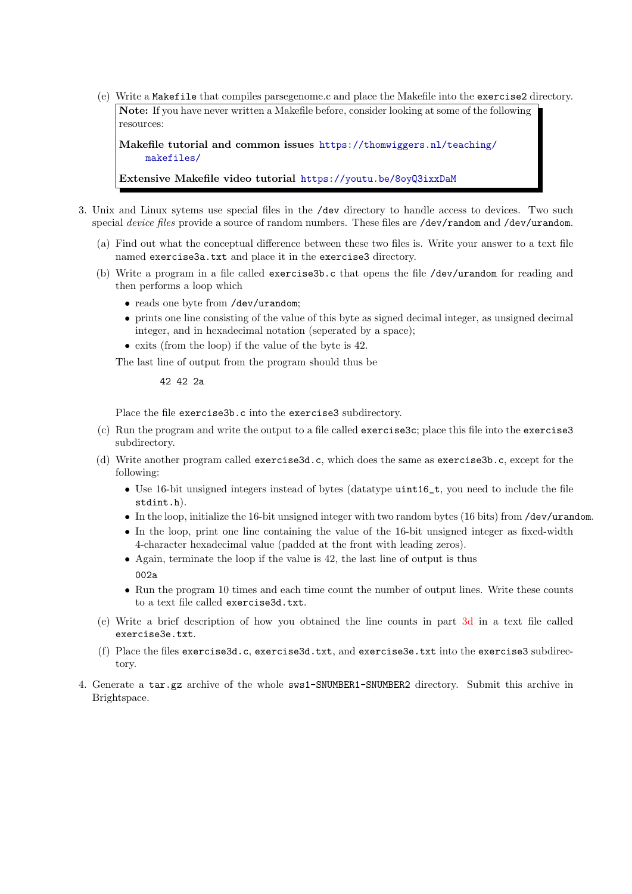(e) Write a `Makefile` that compiles parsegenome.c and place the Makefile into the `exercise2` directory.

> **Note:** If you have never written a Makefile before, consider looking at some of the following resources:
>
> **Makefile tutorial and common issues** https://thomwiggers.nl/teaching/makefiles/
>
> **Extensive Makefile video tutorial** https://youtu.be/8oyQ3ixxDaM

3. Unix and Linux sytems use special files in the `/dev` directory to handle access to devices. Two such special *device files* provide a source of random numbers. These files are `/dev/random` and `/dev/urandom`.

   (a) Find out what the conceptual difference between these two files is. Write your answer to a text file named `exercise3a.txt` and place it in the `exercise3` directory.

   (b) Write a program in a file called `exercise3b.c` that opens the file `/dev/urandom` for reading and then performs a loop which

   - reads one byte from `/dev/urandom`;
   - prints one line consisting of the value of this byte as signed decimal integer, as unsigned decimal integer, and in hexadecimal notation (seperated by a space);
   - exits (from the loop) if the value of the byte is 42.

   The last line of output from the program should thus be

   ```
   42 42 2a
   ```

   Place the file `exercise3b.c` into the `exercise3` subdirectory.

   (c) Run the program and write the output to a file called `exercise3c`; place this file into the `exercise3` subdirectory.

   (d) Write another program called `exercise3d.c`, which does the same as `exercise3b.c`, except for the following:

   - Use 16-bit unsigned integers instead of bytes (datatype `uint16_t`, you need to include the file `stdint.h`).
   - In the loop, initialize the 16-bit unsigned integer with two random bytes (16 bits) from `/dev/urandom`.
   - In the loop, print one line containing the value of the 16-bit unsigned integer as fixed-width 4-character hexadecimal value (padded at the front with leading zeros).
   - Again, terminate the loop if the value is 42, the last line of output is thus

     `002a`
   - Run the program 10 times and each time count the number of output lines. Write these counts to a text file called `exercise3d.txt`.

   (e) Write a brief description of how you obtained the line counts in part 3d in a text file called `exercise3e.txt`.

   (f) Place the files `exercise3d.c`, `exercise3d.txt`, and `exercise3e.txt` into the `exercise3` subdirectory.

4. Generate a `tar.gz` archive of the whole `sws1-SNUMBER1-SNUMBER2` directory. Submit this archive in Brightspace.